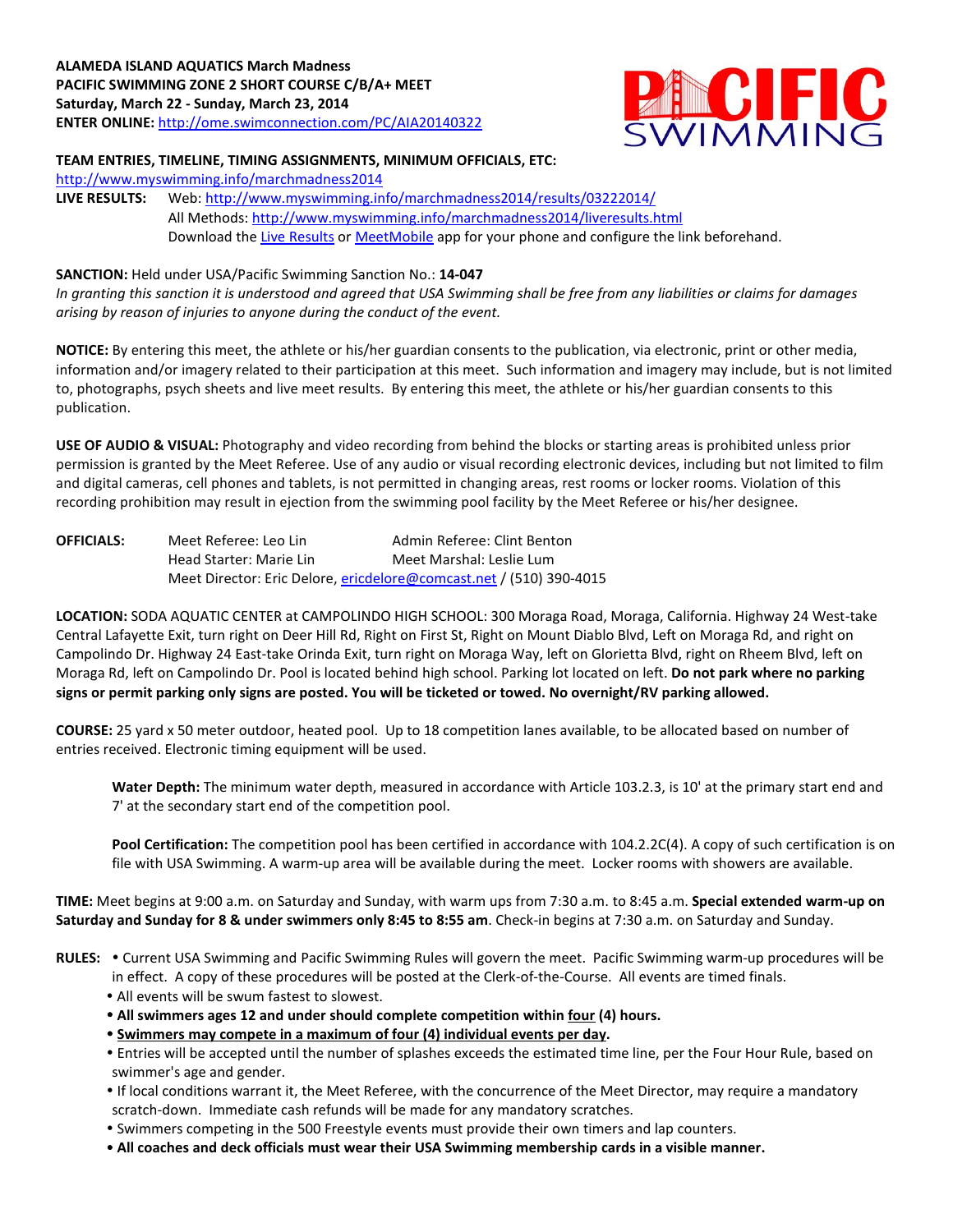**ALAMEDA ISLAND AQUATICS March Madness**
**PACIFIC SWIMMING ZONE 2 SHORT COURSE C/B/A+ MEET**
**Saturday, March 22 - Sunday, March 23, 2014**
**ENTER ONLINE:** http://ome.swimconnection.com/PC/AIA20140322

**TEAM ENTRIES, TIMELINE, TIMING ASSIGNMENTS, MINIMUM OFFICIALS, ETC:**
http://www.myswimming.info/marchmadness2014

**LIVE RESULTS:** Web: http://www.myswimming.info/marchmadness2014/results/03222014/
All Methods: http://www.myswimming.info/marchmadness2014/liveresults.html
Download the Live Results or MeetMobile app for your phone and configure the link beforehand.

**SANCTION:** Held under USA/Pacific Swimming Sanction No.: **14-047**
*In granting this sanction it is understood and agreed that USA Swimming shall be free from any liabilities or claims for damages arising by reason of injuries to anyone during the conduct of the event.*

**NOTICE:** By entering this meet, the athlete or his/her guardian consents to the publication, via electronic, print or other media, information and/or imagery related to their participation at this meet. Such information and imagery may include, but is not limited to, photographs, psych sheets and live meet results. By entering this meet, the athlete or his/her guardian consents to this publication.

**USE OF AUDIO & VISUAL:** Photography and video recording from behind the blocks or starting areas is prohibited unless prior permission is granted by the Meet Referee. Use of any audio or visual recording electronic devices, including but not limited to film and digital cameras, cell phones and tablets, is not permitted in changing areas, rest rooms or locker rooms. Violation of this recording prohibition may result in ejection from the swimming pool facility by the Meet Referee or his/her designee.

**OFFICIALS:**
Meet Referee: Leo Lin — Admin Referee: Clint Benton
Head Starter: Marie Lin — Meet Marshal: Leslie Lum
Meet Director: Eric Delore, ericdelore@comcast.net / (510) 390-4015

**LOCATION:** SODA AQUATIC CENTER at CAMPOLINDO HIGH SCHOOL: 300 Moraga Road, Moraga, California. Highway 24 West-take Central Lafayette Exit, turn right on Deer Hill Rd, Right on First St, Right on Mount Diablo Blvd, Left on Moraga Rd, and right on Campolindo Dr. Highway 24 East-take Orinda Exit, turn right on Moraga Way, left on Glorietta Blvd, right on Rheem Blvd, left on Moraga Rd, left on Campolindo Dr. Pool is located behind high school. Parking lot located on left. **Do not park where no parking signs or permit parking only signs are posted. You will be ticketed or towed. No overnight/RV parking allowed.**

**COURSE:** 25 yard x 50 meter outdoor, heated pool. Up to 18 competition lanes available, to be allocated based on number of entries received. Electronic timing equipment will be used.

**Water Depth:** The minimum water depth, measured in accordance with Article 103.2.3, is 10' at the primary start end and 7' at the secondary start end of the competition pool.

**Pool Certification:** The competition pool has been certified in accordance with 104.2.2C(4). A copy of such certification is on file with USA Swimming. A warm-up area will be available during the meet. Locker rooms with showers are available.

**TIME:** Meet begins at 9:00 a.m. on Saturday and Sunday, with warm ups from 7:30 a.m. to 8:45 a.m. **Special extended warm-up on Saturday and Sunday for 8 & under swimmers only 8:45 to 8:55 am**. Check-in begins at 7:30 a.m. on Saturday and Sunday.

**RULES:**
- Current USA Swimming and Pacific Swimming Rules will govern the meet. Pacific Swimming warm-up procedures will be in effect. A copy of these procedures will be posted at the Clerk-of-the-Course. All events are timed finals.
- All events will be swum fastest to slowest.
- **All swimmers ages 12 and under should complete competition within four (4) hours.**
- **Swimmers may compete in a maximum of four (4) individual events per day.**
- Entries will be accepted until the number of splashes exceeds the estimated time line, per the Four Hour Rule, based on swimmer's age and gender.
- If local conditions warrant it, the Meet Referee, with the concurrence of the Meet Director, may require a mandatory scratch-down. Immediate cash refunds will be made for any mandatory scratches.
- Swimmers competing in the 500 Freestyle events must provide their own timers and lap counters.
- **All coaches and deck officials must wear their USA Swimming membership cards in a visible manner.**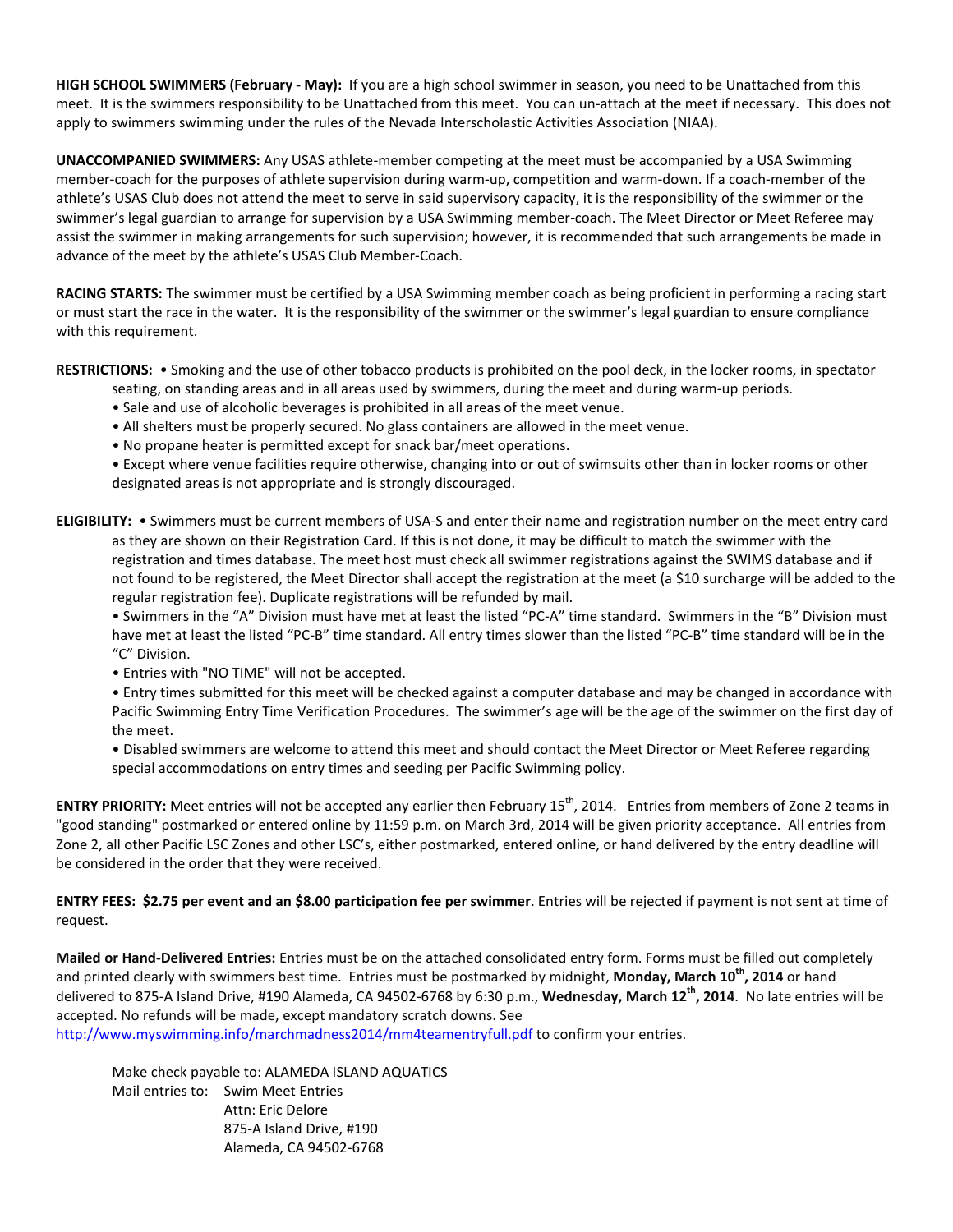**HIGH SCHOOL SWIMMERS (February - May):** If you are a high school swimmer in season, you need to be Unattached from this meet. It is the swimmers responsibility to be Unattached from this meet. You can un-attach at the meet if necessary. This does not apply to swimmers swimming under the rules of the Nevada Interscholastic Activities Association (NIAA).

**UNACCOMPANIED SWIMMERS:** Any USAS athlete-member competing at the meet must be accompanied by a USA Swimming member-coach for the purposes of athlete supervision during warm-up, competition and warm-down. If a coach-member of the athlete's USAS Club does not attend the meet to serve in said supervisory capacity, it is the responsibility of the swimmer or the swimmer's legal guardian to arrange for supervision by a USA Swimming member-coach. The Meet Director or Meet Referee may assist the swimmer in making arrangements for such supervision; however, it is recommended that such arrangements be made in advance of the meet by the athlete's USAS Club Member-Coach.

**RACING STARTS:** The swimmer must be certified by a USA Swimming member coach as being proficient in performing a racing start or must start the race in the water. It is the responsibility of the swimmer or the swimmer's legal guardian to ensure compliance with this requirement.

**RESTRICTIONS:**

- Smoking and the use of other tobacco products is prohibited on the pool deck, in the locker rooms, in spectator seating, on standing areas and in all areas used by swimmers, during the meet and during warm-up periods.
- Sale and use of alcoholic beverages is prohibited in all areas of the meet venue.
- All shelters must be properly secured. No glass containers are allowed in the meet venue.
- No propane heater is permitted except for snack bar/meet operations.
- Except where venue facilities require otherwise, changing into or out of swimsuits other than in locker rooms or other designated areas is not appropriate and is strongly discouraged.

**ELIGIBILITY:**

- Swimmers must be current members of USA-S and enter their name and registration number on the meet entry card as they are shown on their Registration Card. If this is not done, it may be difficult to match the swimmer with the registration and times database. The meet host must check all swimmer registrations against the SWIMS database and if not found to be registered, the Meet Director shall accept the registration at the meet (a $10 surcharge will be added to the regular registration fee). Duplicate registrations will be refunded by mail.
- Swimmers in the "A" Division must have met at least the listed "PC-A" time standard. Swimmers in the "B" Division must have met at least the listed "PC-B" time standard. All entry times slower than the listed "PC-B" time standard will be in the "C" Division.
- Entries with "NO TIME" will not be accepted.
- Entry times submitted for this meet will be checked against a computer database and may be changed in accordance with Pacific Swimming Entry Time Verification Procedures. The swimmer's age will be the age of the swimmer on the first day of the meet.
- Disabled swimmers are welcome to attend this meet and should contact the Meet Director or Meet Referee regarding special accommodations on entry times and seeding per Pacific Swimming policy.

**ENTRY PRIORITY:** Meet entries will not be accepted any earlier then February 15th, 2014. Entries from members of Zone 2 teams in "good standing" postmarked or entered online by 11:59 p.m. on March 3rd, 2014 will be given priority acceptance. All entries from Zone 2, all other Pacific LSC Zones and other LSC's, either postmarked, entered online, or hand delivered by the entry deadline will be considered in the order that they were received.

**ENTRY FEES: $2.75 per event and an $8.00 participation fee per swimmer**. Entries will be rejected if payment is not sent at time of request.

**Mailed or Hand-Delivered Entries:** Entries must be on the attached consolidated entry form. Forms must be filled out completely and printed clearly with swimmers best time. Entries must be postmarked by midnight, **Monday, March 10th, 2014** or hand delivered to 875-A Island Drive, #190 Alameda, CA 94502-6768 by 6:30 p.m., **Wednesday, March 12th, 2014**. No late entries will be accepted. No refunds will be made, except mandatory scratch downs. See http://www.myswimming.info/marchmadness2014/mm4teamentryfull.pdf to confirm your entries.

Make check payable to: ALAMEDA ISLAND AQUATICS

Mail entries to: Swim Meet Entries
Attn: Eric Delore
875-A Island Drive, #190
Alameda, CA 94502-6768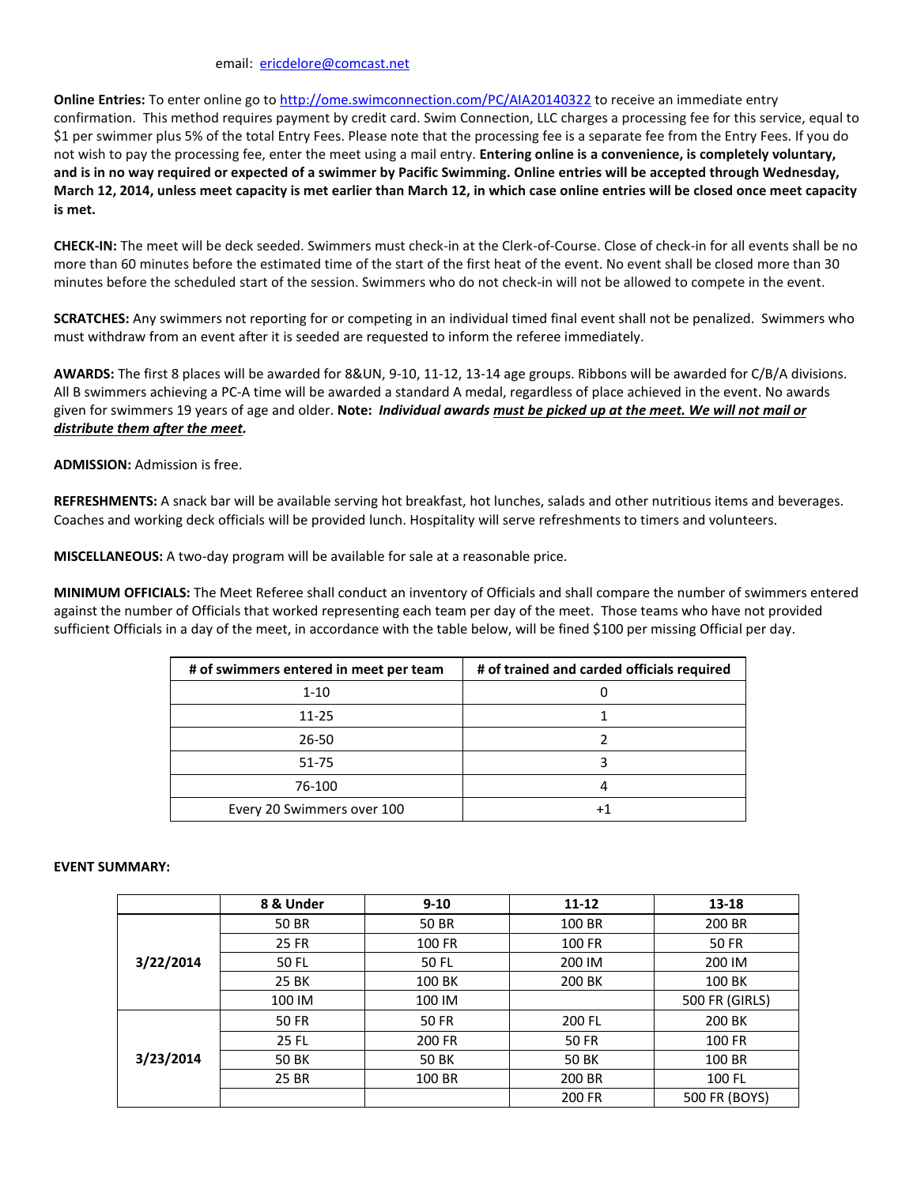email: ericdelore@comcast.net

**Online Entries:** To enter online go to http://ome.swimconnection.com/PC/AIA20140322 to receive an immediate entry confirmation. This method requires payment by credit card. Swim Connection, LLC charges a processing fee for this service, equal to $1 per swimmer plus 5% of the total Entry Fees. Please note that the processing fee is a separate fee from the Entry Fees. If you do not wish to pay the processing fee, enter the meet using a mail entry. **Entering online is a convenience, is completely voluntary, and is in no way required or expected of a swimmer by Pacific Swimming. Online entries will be accepted through Wednesday, March 12, 2014, unless meet capacity is met earlier than March 12, in which case online entries will be closed once meet capacity is met.**

**CHECK-IN:** The meet will be deck seeded. Swimmers must check-in at the Clerk-of-Course. Close of check-in for all events shall be no more than 60 minutes before the estimated time of the start of the first heat of the event. No event shall be closed more than 30 minutes before the scheduled start of the session. Swimmers who do not check-in will not be allowed to compete in the event.

**SCRATCHES:** Any swimmers not reporting for or competing in an individual timed final event shall not be penalized. Swimmers who must withdraw from an event after it is seeded are requested to inform the referee immediately.

**AWARDS:** The first 8 places will be awarded for 8&UN, 9-10, 11-12, 13-14 age groups. Ribbons will be awarded for C/B/A divisions. All B swimmers achieving a PC-A time will be awarded a standard A medal, regardless of place achieved in the event. No awards given for swimmers 19 years of age and older. **Note:** ***Individual awards must be picked up at the meet. We will not mail or distribute them after the meet.***

**ADMISSION:** Admission is free.

**REFRESHMENTS:** A snack bar will be available serving hot breakfast, hot lunches, salads and other nutritious items and beverages. Coaches and working deck officials will be provided lunch. Hospitality will serve refreshments to timers and volunteers.

**MISCELLANEOUS:** A two-day program will be available for sale at a reasonable price.

**MINIMUM OFFICIALS:** The Meet Referee shall conduct an inventory of Officials and shall compare the number of swimmers entered against the number of Officials that worked representing each team per day of the meet. Those teams who have not provided sufficient Officials in a day of the meet, in accordance with the table below, will be fined $100 per missing Official per day.

| # of swimmers entered in meet per team | # of trained and carded officials required |
|---|---|
| 1-10 | 0 |
| 11-25 | 1 |
| 26-50 | 2 |
| 51-75 | 3 |
| 76-100 | 4 |
| Every 20 Swimmers over 100 | +1 |

**EVENT SUMMARY:**

| | 8 & Under | 9-10 | 11-12 | 13-18 |
|---|---|---|---|---|
| **3/22/2014** | 50 BR | 50 BR | 100 BR | 200 BR |
| | 25 FR | 100 FR | 100 FR | 50 FR |
| | 50 FL | 50 FL | 200 IM | 200 IM |
| | 25 BK | 100 BK | 200 BK | 100 BK |
| | 100 IM | 100 IM | | 500 FR (GIRLS) |
| **3/23/2014** | 50 FR | 50 FR | 200 FL | 200 BK |
| | 25 FL | 200 FR | 50 FR | 100 FR |
| | 50 BK | 50 BK | 50 BK | 100 BR |
| | 25 BR | 100 BR | 200 BR | 100 FL |
| | | | 200 FR | 500 FR (BOYS) |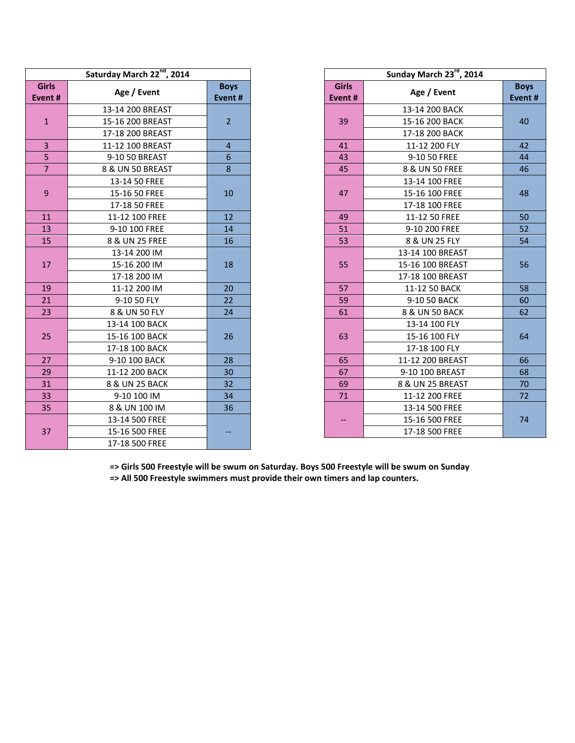| Saturday March 22nd, 2014 | | |
|---|---|---|
| **Girls Event #** | **Age / Event** | **Boys Event #** |
| 1 | 13-14 200 BREAST | 2 |
| | 15-16 200 BREAST | |
| | 17-18 200 BREAST | |
| 3 | 11-12 100 BREAST | 4 |
| 5 | 9-10 50 BREAST | 6 |
| 7 | 8 & UN 50 BREAST | 8 |
| 9 | 13-14 50 FREE | 10 |
| | 15-16 50 FREE | |
| | 17-18 50 FREE | |
| 11 | 11-12 100 FREE | 12 |
| 13 | 9-10 100 FREE | 14 |
| 15 | 8 & UN 25 FREE | 16 |
| 17 | 13-14 200 IM | 18 |
| | 15-16 200 IM | |
| | 17-18 200 IM | |
| 19 | 11-12 200 IM | 20 |
| 21 | 9-10 50 FLY | 22 |
| 23 | 8 & UN 50 FLY | 24 |
| 25 | 13-14 100 BACK | 26 |
| | 15-16 100 BACK | |
| | 17-18 100 BACK | |
| 27 | 9-10 100 BACK | 28 |
| 29 | 11-12 200 BACK | 30 |
| 31 | 8 & UN 25 BACK | 32 |
| 33 | 9-10 100 IM | 34 |
| 35 | 8 & UN 100 IM | 36 |
| 37 | 13-14 500 FREE | -- |
| | 15-16 500 FREE | |
| | 17-18 500 FREE | |

| Sunday March 23rd, 2014 | | |
|---|---|---|
| **Girls Event #** | **Age / Event** | **Boys Event #** |
| 39 | 13-14 200 BACK | 40 |
| | 15-16 200 BACK | |
| | 17-18 200 BACK | |
| 41 | 11-12 200 FLY | 42 |
| 43 | 9-10 50 FREE | 44 |
| 45 | 8 & UN 50 FREE | 46 |
| 47 | 13-14 100 FREE | 48 |
| | 15-16 100 FREE | |
| | 17-18 100 FREE | |
| 49 | 11-12 50 FREE | 50 |
| 51 | 9-10 200 FREE | 52 |
| 53 | 8 & UN 25 FLY | 54 |
| 55 | 13-14 100 BREAST | 56 |
| | 15-16 100 BREAST | |
| | 17-18 100 BREAST | |
| 57 | 11-12 50 BACK | 58 |
| 59 | 9-10 50 BACK | 60 |
| 61 | 8 & UN 50 BACK | 62 |
| 63 | 13-14 100 FLY | 64 |
| | 15-16 100 FLY | |
| | 17-18 100 FLY | |
| 65 | 11-12 200 BREAST | 66 |
| 67 | 9-10 100 BREAST | 68 |
| 69 | 8 & UN 25 BREAST | 70 |
| 71 | 11-12 200 FREE | 72 |
| -- | 13-14 500 FREE | 74 |
| | 15-16 500 FREE | |
| | 17-18 500 FREE | |

**=> Girls 500 Freestyle will be swum on Saturday. Boys 500 Freestyle will be swum on Sunday**

**=> All 500 Freestyle swimmers must provide their own timers and lap counters.**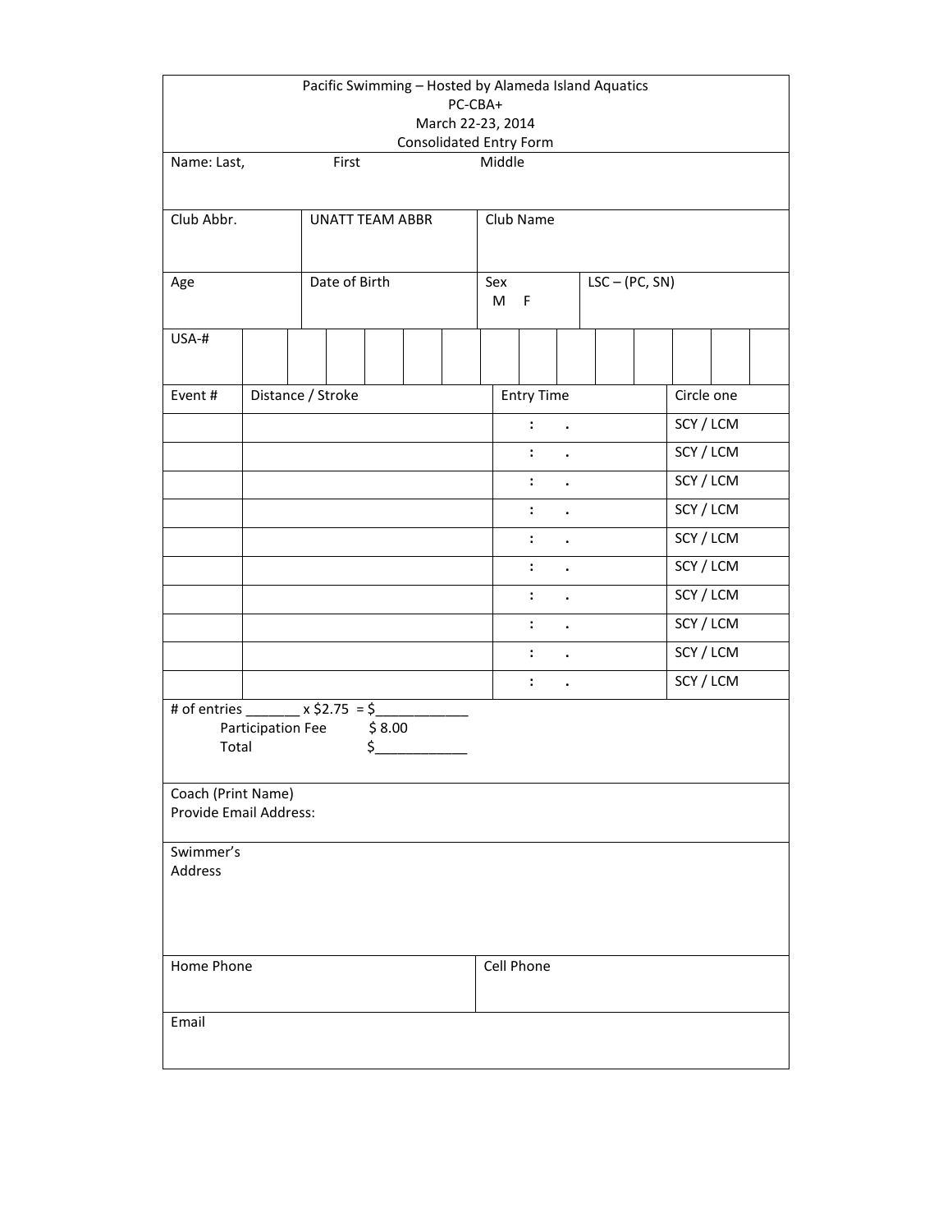Pacific Swimming – Hosted by Alameda Island Aquatics

PC-CBA+

March 22-23, 2014

Consolidated Entry Form

| | | | |
|---|---|---|---|
| Name: Last, First Middle | | | |
| Club Abbr. | UNATT TEAM ABBR | Club Name | |
| Age | Date of Birth | Sex M F | LSC – (PC, SN) |

| USA-# | | | | | | | | | | | | | | |
|---|---|---|---|---|---|---|---|---|---|---|---|---|---|---|
| | | | | | | | | | | | | | | |

| Event # | Distance / Stroke | Entry Time | Circle one |
|---|---|---|---|
| | | : . | SCY / LCM |
| | | : . | SCY / LCM |
| | | : . | SCY / LCM |
| | | : . | SCY / LCM |
| | | : . | SCY / LCM |
| | | : . | SCY / LCM |
| | | : . | SCY / LCM |
| | | : . | SCY / LCM |
| | | : . | SCY / LCM |
| | | : . | SCY / LCM |

\# of entries _______ x $2.75 = $____________

Participation Fee $ 8.00

Total $____________

Coach (Print Name)

Provide Email Address:

Swimmer's Address

| | |
|---|---|
| Home Phone | Cell Phone |

Email